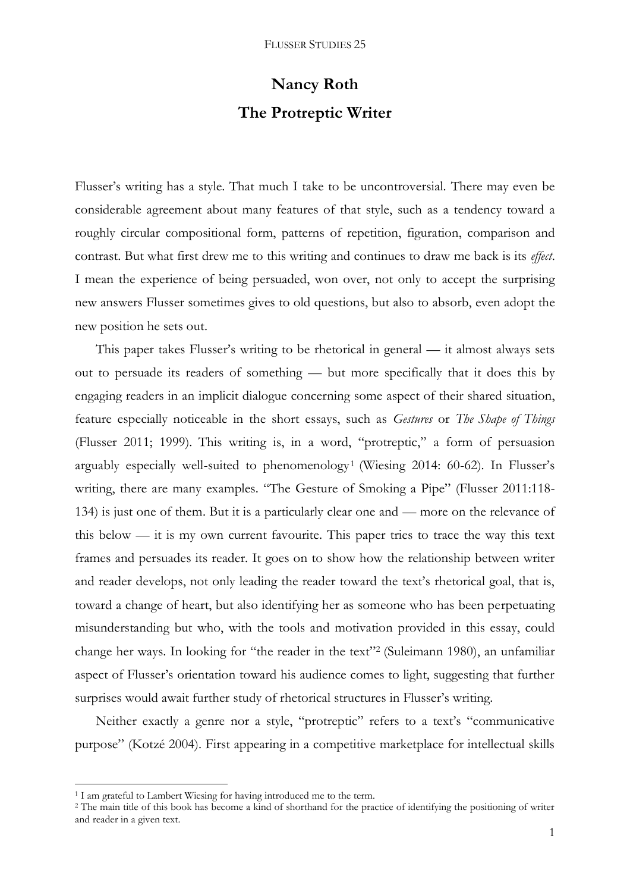# Nancy Roth

# The Protreptic Writer

Flusser's writing has a style. That much I take to be uncontroversial. There may even be considerable agreement about many features of that style, such as a tendency toward a roughly circular compositional form, patterns of repetition, figuration, comparison and contrast. But what first drew me to this writing and continues to draw me back is its *effect*. I mean the experience of being persuaded, won over, not only to accept the surprising new answers Flusser sometimes gives to old questions, but also to absorb, even adopt the new position he sets out.

This paper takes Flusser's writing to be rhetorical in general — it almost always sets out to persuade its readers of something — but more specifically that it does this by engaging readers in an implicit dialogue concerning some aspect of their shared situation, feature especially noticeable in the short essays, such as *Gestures* or *The Shape of Things* (Flusser 2011; 1999). This writing is, in a word, "protreptic," a form of persuasion arguably especially well-suited to phenomenology[1] (Wiesing 2014: 60-62). In Flusser's writing, there are many examples. "The Gesture of Smoking a Pipe" (Flusser 2011:118-134) is just one of them. But it is a particularly clear one and — more on the relevance of this below — it is my own current favourite. This paper tries to trace the way this text frames and persuades its reader. It goes on to show how the relationship between writer and reader develops, not only leading the reader toward the text's rhetorical goal, that is, toward a change of heart, but also identifying her as someone who has been perpetuating misunderstanding but who, with the tools and motivation provided in this essay, could change her ways. In looking for "the reader in the text"[2] (Suleimann 1980), an unfamiliar aspect of Flusser's orientation toward his audience comes to light, suggesting that further surprises would await further study of rhetorical structures in Flusser's writing.

Neither exactly a genre nor a style, "protreptic" refers to a text's "communicative purpose" (Kotzé 2004). First appearing in a competitive marketplace for intellectual skills

---

[1] I am grateful to Lambert Wiesing for having introduced me to the term.

[2] The main title of this book has become a kind of shorthand for the practice of identifying the positioning of writer and reader in a given text.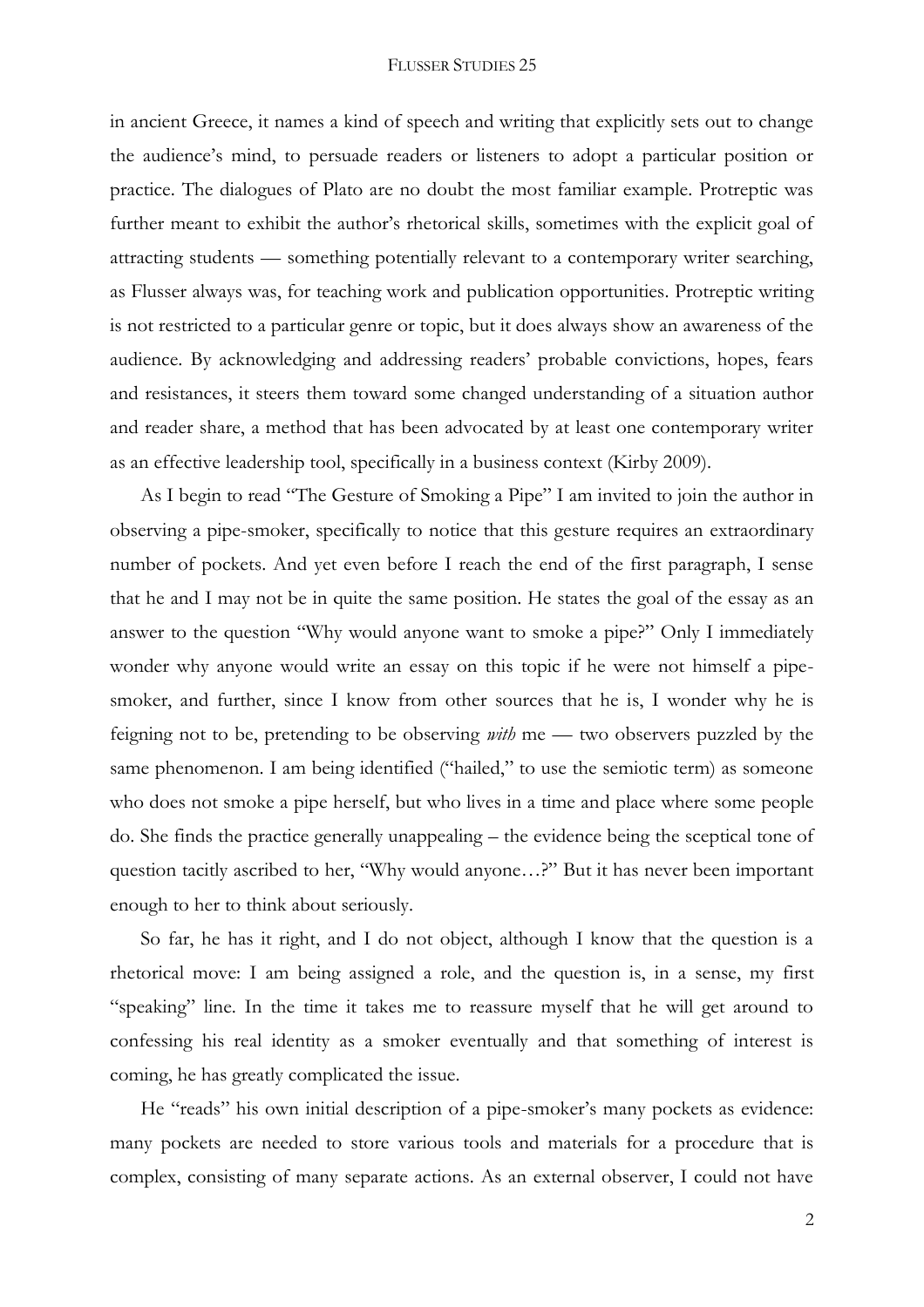in ancient Greece, it names a kind of speech and writing that explicitly sets out to change the audience's mind, to persuade readers or listeners to adopt a particular position or practice. The dialogues of Plato are no doubt the most familiar example. Protreptic was further meant to exhibit the author's rhetorical skills, sometimes with the explicit goal of attracting students — something potentially relevant to a contemporary writer searching, as Flusser always was, for teaching work and publication opportunities. Protreptic writing is not restricted to a particular genre or topic, but it does always show an awareness of the audience. By acknowledging and addressing readers' probable convictions, hopes, fears and resistances, it steers them toward some changed understanding of a situation author and reader share, a method that has been advocated by at least one contemporary writer as an effective leadership tool, specifically in a business context (Kirby 2009).

As I begin to read "The Gesture of Smoking a Pipe" I am invited to join the author in observing a pipe-smoker, specifically to notice that this gesture requires an extraordinary number of pockets. And yet even before I reach the end of the first paragraph, I sense that he and I may not be in quite the same position. He states the goal of the essay as an answer to the question "Why would anyone want to smoke a pipe?" Only I immediately wonder why anyone would write an essay on this topic if he were not himself a pipe-smoker, and further, since I know from other sources that he is, I wonder why he is feigning not to be, pretending to be observing *with* me — two observers puzzled by the same phenomenon. I am being identified ("hailed," to use the semiotic term) as someone who does not smoke a pipe herself, but who lives in a time and place where some people do. She finds the practice generally unappealing – the evidence being the sceptical tone of question tacitly ascribed to her, "Why would anyone…?" But it has never been important enough to her to think about seriously.

So far, he has it right, and I do not object, although I know that the question is a rhetorical move: I am being assigned a role, and the question is, in a sense, my first "speaking" line. In the time it takes me to reassure myself that he will get around to confessing his real identity as a smoker eventually and that something of interest is coming, he has greatly complicated the issue.

He "reads" his own initial description of a pipe-smoker's many pockets as evidence: many pockets are needed to store various tools and materials for a procedure that is complex, consisting of many separate actions. As an external observer, I could not have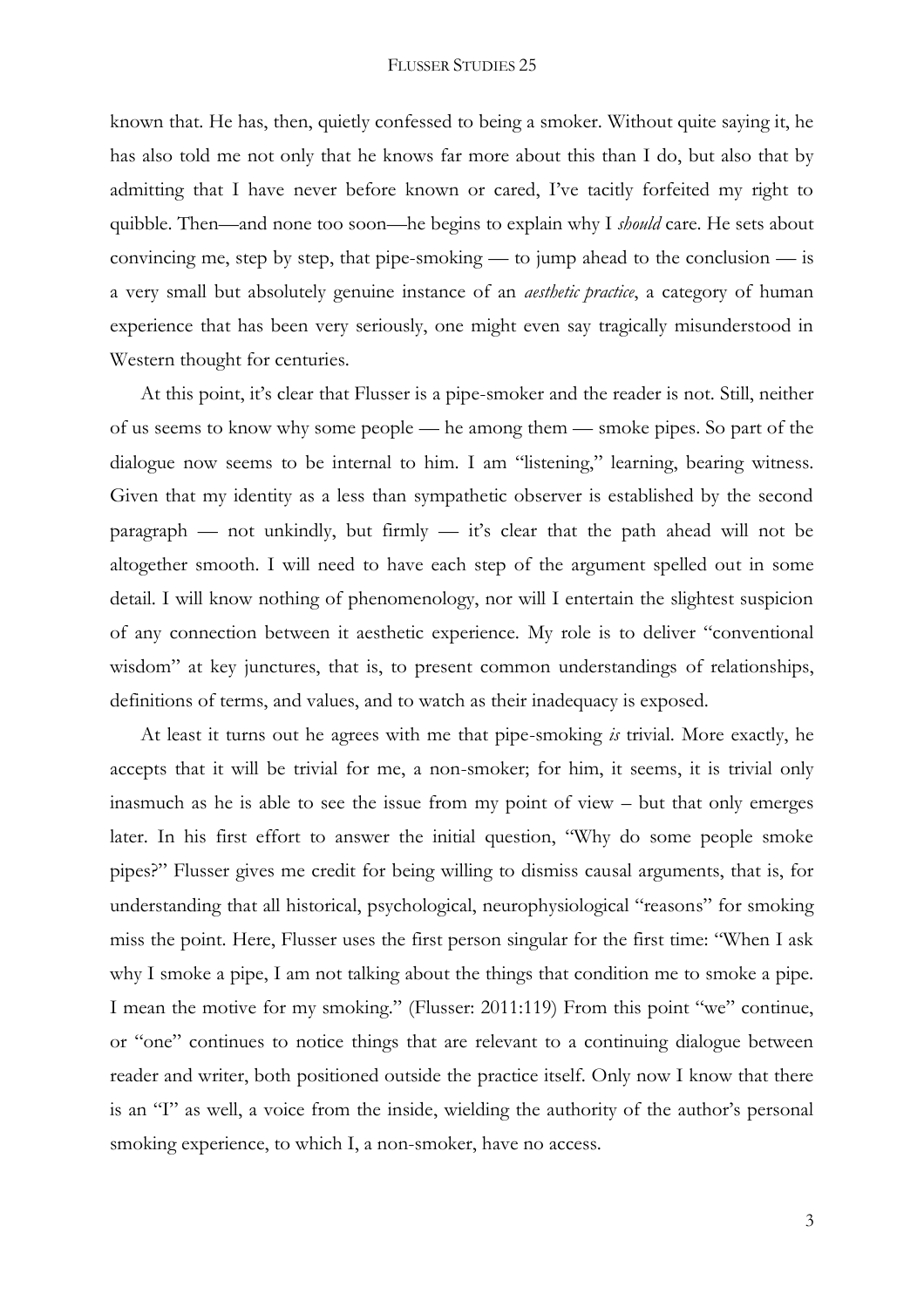known that. He has, then, quietly confessed to being a smoker. Without quite saying it, he has also told me not only that he knows far more about this than I do, but also that by admitting that I have never before known or cared, I've tacitly forfeited my right to quibble. Then—and none too soon—he begins to explain why I *should* care. He sets about convincing me, step by step, that pipe-smoking — to jump ahead to the conclusion — is a very small but absolutely genuine instance of an *aesthetic practice*, a category of human experience that has been very seriously, one might even say tragically misunderstood in Western thought for centuries.

At this point, it's clear that Flusser is a pipe-smoker and the reader is not. Still, neither of us seems to know why some people — he among them — smoke pipes. So part of the dialogue now seems to be internal to him. I am "listening," learning, bearing witness. Given that my identity as a less than sympathetic observer is established by the second paragraph — not unkindly, but firmly — it's clear that the path ahead will not be altogether smooth. I will need to have each step of the argument spelled out in some detail. I will know nothing of phenomenology, nor will I entertain the slightest suspicion of any connection between it aesthetic experience. My role is to deliver "conventional wisdom" at key junctures, that is, to present common understandings of relationships, definitions of terms, and values, and to watch as their inadequacy is exposed.

At least it turns out he agrees with me that pipe-smoking *is* trivial. More exactly, he accepts that it will be trivial for me, a non-smoker; for him, it seems, it is trivial only inasmuch as he is able to see the issue from my point of view – but that only emerges later. In his first effort to answer the initial question, "Why do some people smoke pipes?" Flusser gives me credit for being willing to dismiss causal arguments, that is, for understanding that all historical, psychological, neurophysiological "reasons" for smoking miss the point. Here, Flusser uses the first person singular for the first time: "When I ask why I smoke a pipe, I am not talking about the things that condition me to smoke a pipe. I mean the motive for my smoking." (Flusser: 2011:119) From this point "we" continue, or "one" continues to notice things that are relevant to a continuing dialogue between reader and writer, both positioned outside the practice itself. Only now I know that there is an "I" as well, a voice from the inside, wielding the authority of the author's personal smoking experience, to which I, a non-smoker, have no access.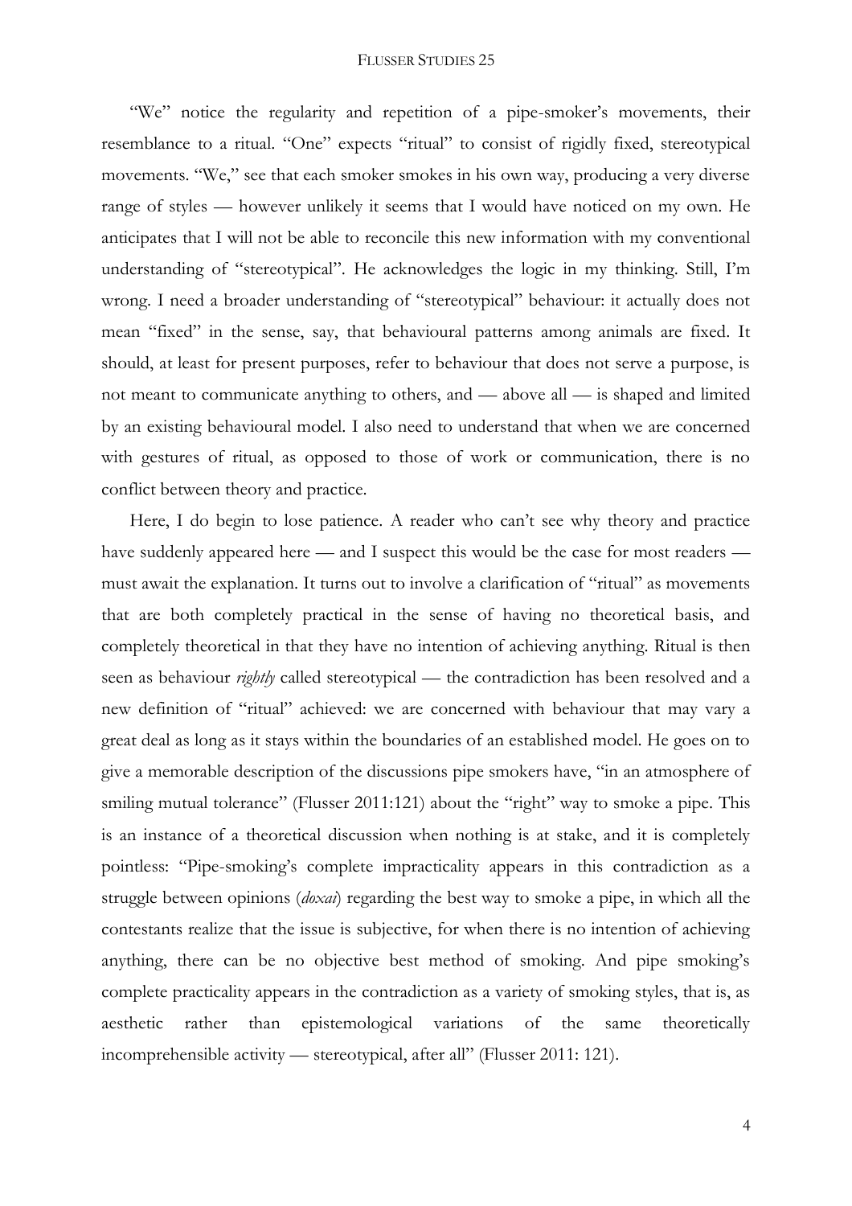"We" notice the regularity and repetition of a pipe-smoker's movements, their resemblance to a ritual. "One" expects "ritual" to consist of rigidly fixed, stereotypical movements. "We," see that each smoker smokes in his own way, producing a very diverse range of styles — however unlikely it seems that I would have noticed on my own. He anticipates that I will not be able to reconcile this new information with my conventional understanding of "stereotypical". He acknowledges the logic in my thinking. Still, I'm wrong. I need a broader understanding of "stereotypical" behaviour: it actually does not mean "fixed" in the sense, say, that behavioural patterns among animals are fixed. It should, at least for present purposes, refer to behaviour that does not serve a purpose, is not meant to communicate anything to others, and — above all — is shaped and limited by an existing behavioural model. I also need to understand that when we are concerned with gestures of ritual, as opposed to those of work or communication, there is no conflict between theory and practice.

Here, I do begin to lose patience. A reader who can't see why theory and practice have suddenly appeared here — and I suspect this would be the case for most readers — must await the explanation. It turns out to involve a clarification of "ritual" as movements that are both completely practical in the sense of having no theoretical basis, and completely theoretical in that they have no intention of achieving anything. Ritual is then seen as behaviour *rightly* called stereotypical — the contradiction has been resolved and a new definition of "ritual" achieved: we are concerned with behaviour that may vary a great deal as long as it stays within the boundaries of an established model. He goes on to give a memorable description of the discussions pipe smokers have, "in an atmosphere of smiling mutual tolerance" (Flusser 2011:121) about the "right" way to smoke a pipe. This is an instance of a theoretical discussion when nothing is at stake, and it is completely pointless: "Pipe-smoking's complete impracticality appears in this contradiction as a struggle between opinions (*doxai*) regarding the best way to smoke a pipe, in which all the contestants realize that the issue is subjective, for when there is no intention of achieving anything, there can be no objective best method of smoking. And pipe smoking's complete practicality appears in the contradiction as a variety of smoking styles, that is, as aesthetic rather than epistemological variations of the same theoretically incomprehensible activity — stereotypical, after all" (Flusser 2011: 121).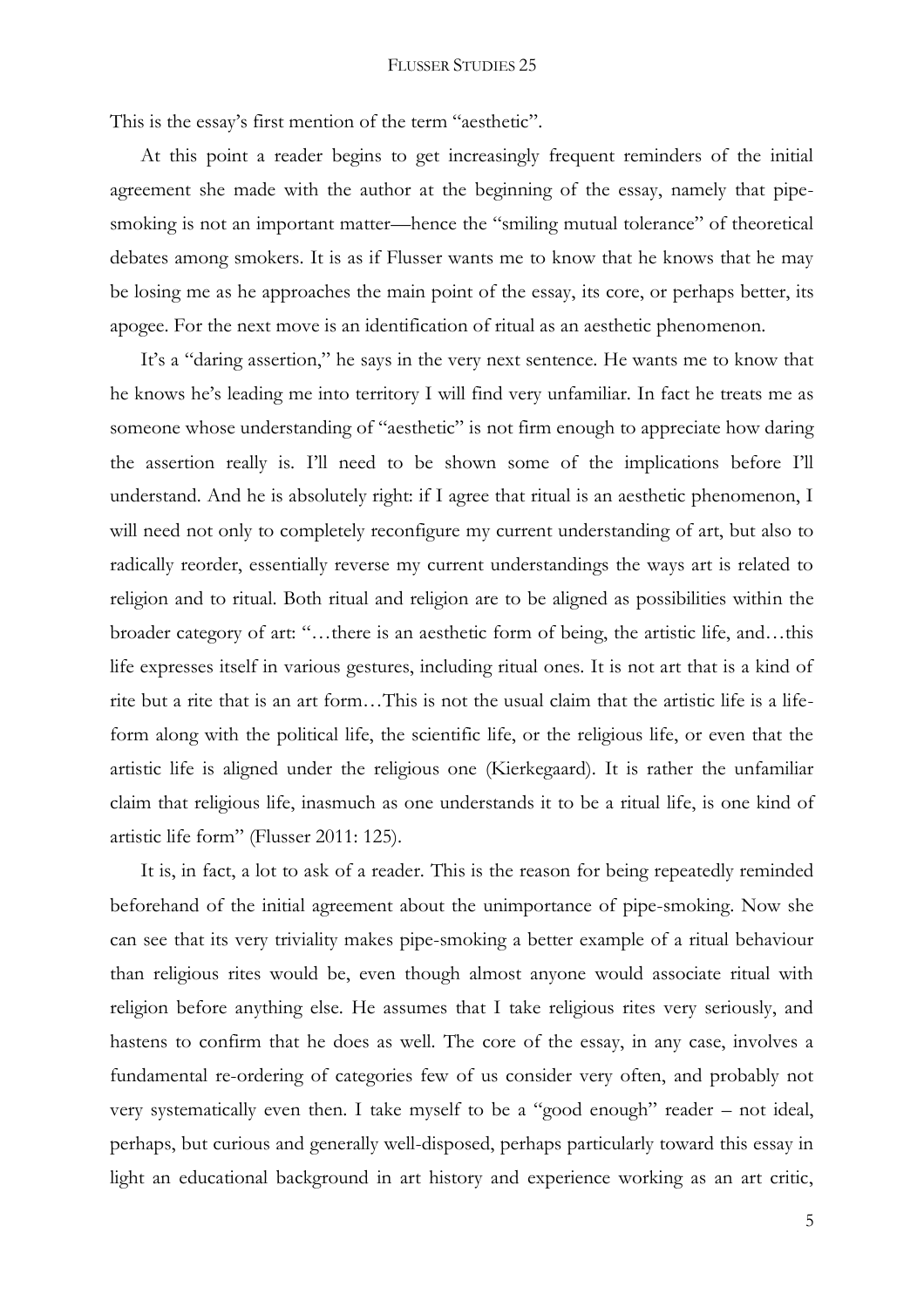This is the essay's first mention of the term "aesthetic".

At this point a reader begins to get increasingly frequent reminders of the initial agreement she made with the author at the beginning of the essay, namely that pipe-smoking is not an important matter—hence the "smiling mutual tolerance" of theoretical debates among smokers. It is as if Flusser wants me to know that he knows that he may be losing me as he approaches the main point of the essay, its core, or perhaps better, its apogee. For the next move is an identification of ritual as an aesthetic phenomenon.

It's a "daring assertion," he says in the very next sentence. He wants me to know that he knows he's leading me into territory I will find very unfamiliar. In fact he treats me as someone whose understanding of "aesthetic" is not firm enough to appreciate how daring the assertion really is. I'll need to be shown some of the implications before I'll understand. And he is absolutely right: if I agree that ritual is an aesthetic phenomenon, I will need not only to completely reconfigure my current understanding of art, but also to radically reorder, essentially reverse my current understandings the ways art is related to religion and to ritual. Both ritual and religion are to be aligned as possibilities within the broader category of art: "…there is an aesthetic form of being, the artistic life, and…this life expresses itself in various gestures, including ritual ones. It is not art that is a kind of rite but a rite that is an art form…This is not the usual claim that the artistic life is a life-form along with the political life, the scientific life, or the religious life, or even that the artistic life is aligned under the religious one (Kierkegaard). It is rather the unfamiliar claim that religious life, inasmuch as one understands it to be a ritual life, is one kind of artistic life form" (Flusser 2011: 125).

It is, in fact, a lot to ask of a reader. This is the reason for being repeatedly reminded beforehand of the initial agreement about the unimportance of pipe-smoking. Now she can see that its very triviality makes pipe-smoking a better example of a ritual behaviour than religious rites would be, even though almost anyone would associate ritual with religion before anything else. He assumes that I take religious rites very seriously, and hastens to confirm that he does as well. The core of the essay, in any case, involves a fundamental re-ordering of categories few of us consider very often, and probably not very systematically even then. I take myself to be a "good enough" reader – not ideal, perhaps, but curious and generally well-disposed, perhaps particularly toward this essay in light an educational background in art history and experience working as an art critic,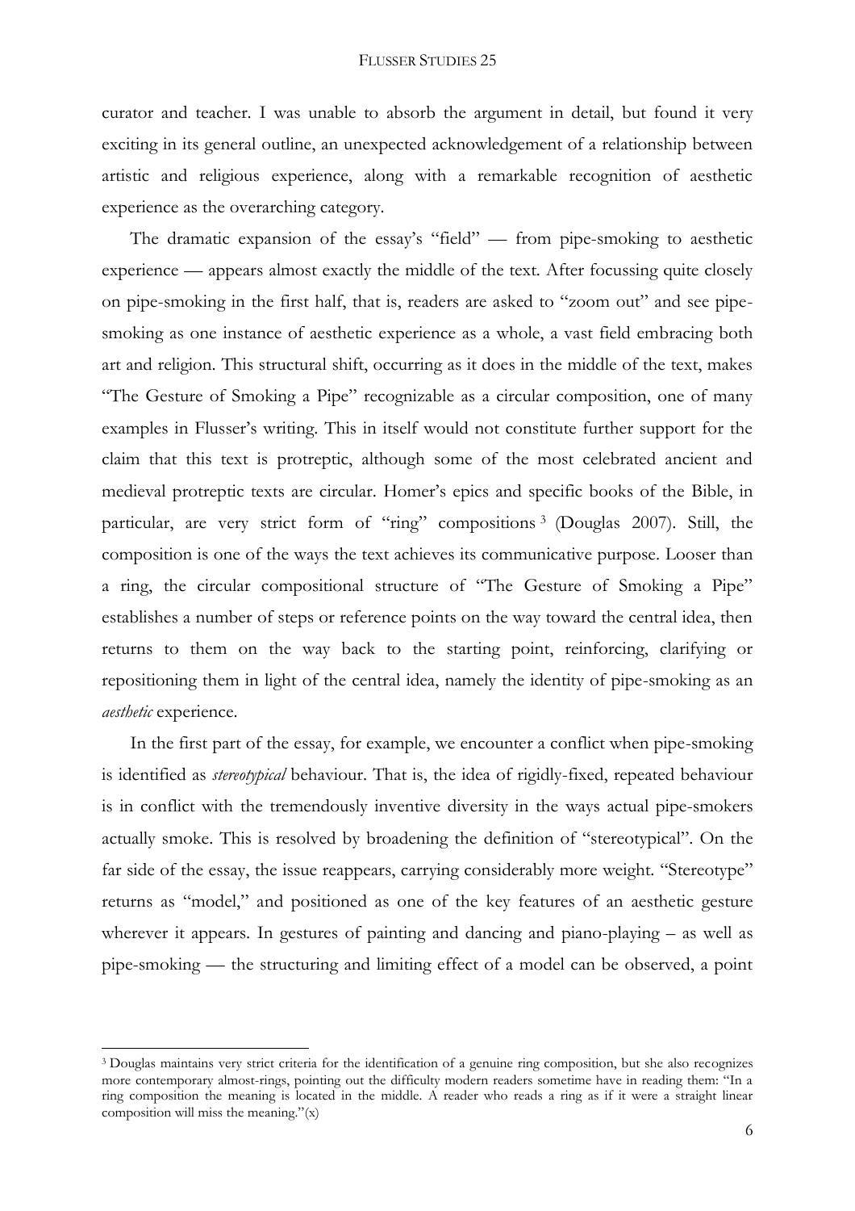curator and teacher. I was unable to absorb the argument in detail, but found it very exciting in its general outline, an unexpected acknowledgement of a relationship between artistic and religious experience, along with a remarkable recognition of aesthetic experience as the overarching category.

The dramatic expansion of the essay's "field" — from pipe-smoking to aesthetic experience — appears almost exactly the middle of the text. After focussing quite closely on pipe-smoking in the first half, that is, readers are asked to "zoom out" and see pipe-smoking as one instance of aesthetic experience as a whole, a vast field embracing both art and religion. This structural shift, occurring as it does in the middle of the text, makes "The Gesture of Smoking a Pipe" recognizable as a circular composition, one of many examples in Flusser's writing. This in itself would not constitute further support for the claim that this text is protreptic, although some of the most celebrated ancient and medieval protreptic texts are circular. Homer's epics and specific books of the Bible, in particular, are very strict form of "ring" compositions [3] (Douglas 2007). Still, the composition is one of the ways the text achieves its communicative purpose. Looser than a ring, the circular compositional structure of "The Gesture of Smoking a Pipe" establishes a number of steps or reference points on the way toward the central idea, then returns to them on the way back to the starting point, reinforcing, clarifying or repositioning them in light of the central idea, namely the identity of pipe-smoking as an *aesthetic* experience.

In the first part of the essay, for example, we encounter a conflict when pipe-smoking is identified as *stereotypical* behaviour. That is, the idea of rigidly-fixed, repeated behaviour is in conflict with the tremendously inventive diversity in the ways actual pipe-smokers actually smoke. This is resolved by broadening the definition of "stereotypical". On the far side of the essay, the issue reappears, carrying considerably more weight. "Stereotype" returns as "model," and positioned as one of the key features of an aesthetic gesture wherever it appears. In gestures of painting and dancing and piano-playing – as well as pipe-smoking — the structuring and limiting effect of a model can be observed, a point

---

[3] Douglas maintains very strict criteria for the identification of a genuine ring composition, but she also recognizes more contemporary almost-rings, pointing out the difficulty modern readers sometime have in reading them: "In a ring composition the meaning is located in the middle. A reader who reads a ring as if it were a straight linear composition will miss the meaning."(x)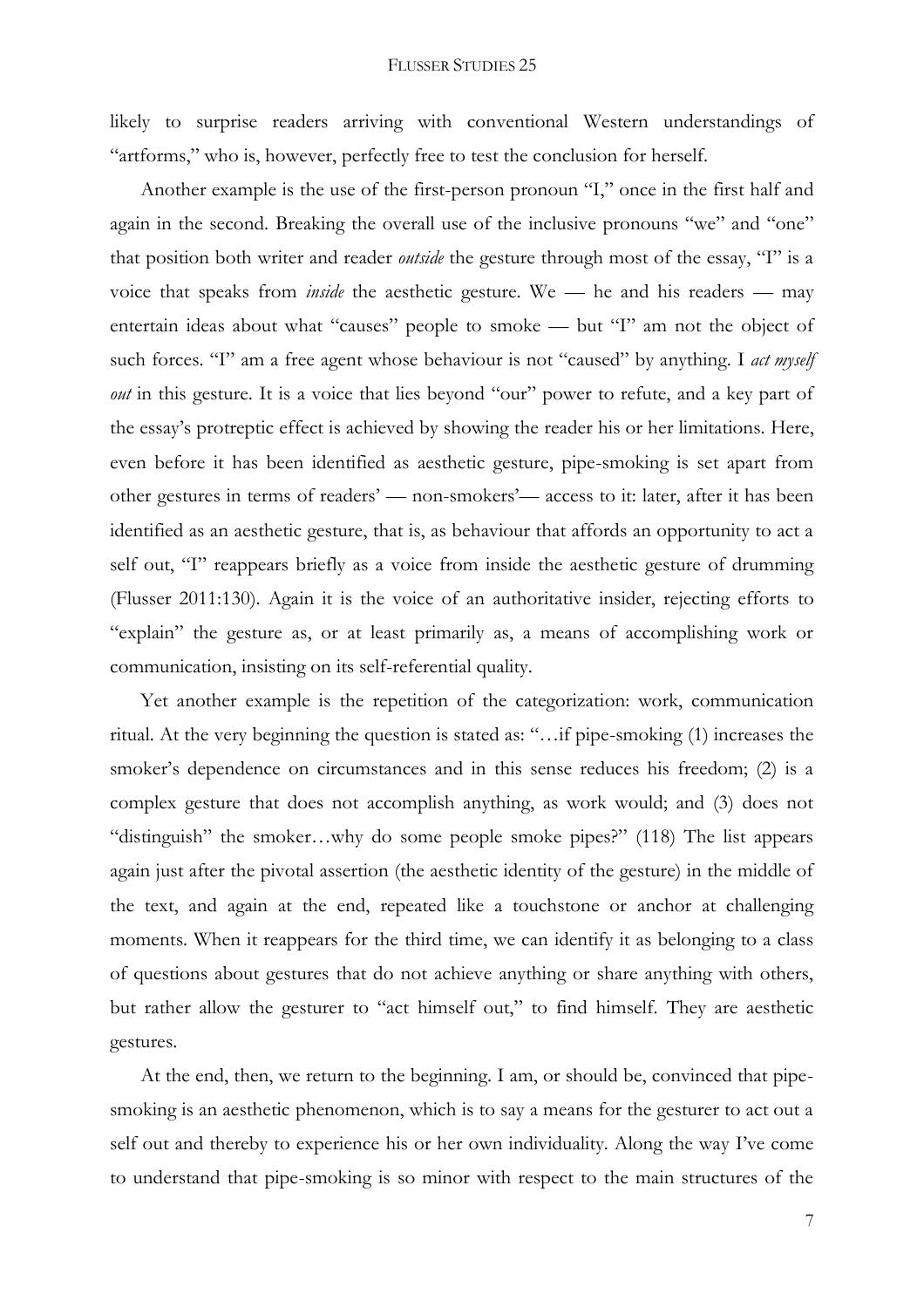likely to surprise readers arriving with conventional Western understandings of "artforms," who is, however, perfectly free to test the conclusion for herself.

Another example is the use of the first-person pronoun "I," once in the first half and again in the second. Breaking the overall use of the inclusive pronouns "we" and "one" that position both writer and reader *outside* the gesture through most of the essay, "I" is a voice that speaks from *inside* the aesthetic gesture. We — he and his readers — may entertain ideas about what "causes" people to smoke — but "I" am not the object of such forces. "I" am a free agent whose behaviour is not "caused" by anything. I *act myself out* in this gesture. It is a voice that lies beyond "our" power to refute, and a key part of the essay's protreptic effect is achieved by showing the reader his or her limitations. Here, even before it has been identified as aesthetic gesture, pipe-smoking is set apart from other gestures in terms of readers' — non-smokers'— access to it: later, after it has been identified as an aesthetic gesture, that is, as behaviour that affords an opportunity to act a self out, "I" reappears briefly as a voice from inside the aesthetic gesture of drumming (Flusser 2011:130). Again it is the voice of an authoritative insider, rejecting efforts to "explain" the gesture as, or at least primarily as, a means of accomplishing work or communication, insisting on its self-referential quality.

Yet another example is the repetition of the categorization: work, communication ritual. At the very beginning the question is stated as: "…if pipe-smoking (1) increases the smoker's dependence on circumstances and in this sense reduces his freedom; (2) is a complex gesture that does not accomplish anything, as work would; and (3) does not "distinguish" the smoker…why do some people smoke pipes?" (118) The list appears again just after the pivotal assertion (the aesthetic identity of the gesture) in the middle of the text, and again at the end, repeated like a touchstone or anchor at challenging moments. When it reappears for the third time, we can identify it as belonging to a class of questions about gestures that do not achieve anything or share anything with others, but rather allow the gesturer to "act himself out," to find himself. They are aesthetic gestures.

At the end, then, we return to the beginning. I am, or should be, convinced that pipe-smoking is an aesthetic phenomenon, which is to say a means for the gesturer to act out a self out and thereby to experience his or her own individuality. Along the way I've come to understand that pipe-smoking is so minor with respect to the main structures of the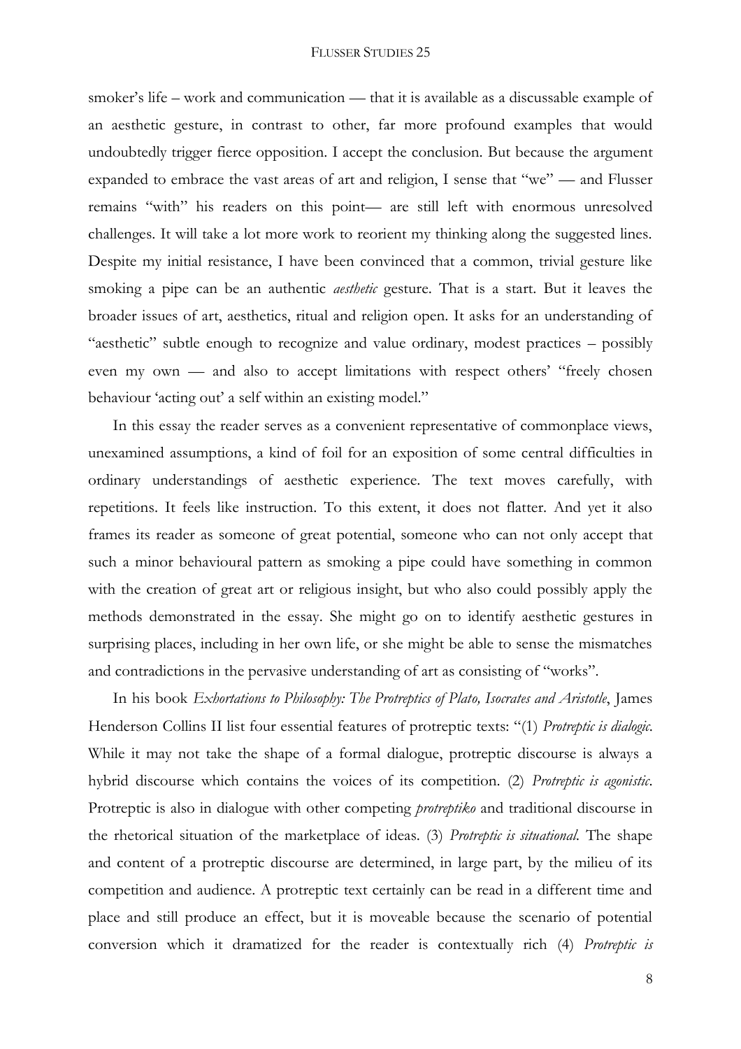smoker's life – work and communication — that it is available as a discussable example of an aesthetic gesture, in contrast to other, far more profound examples that would undoubtedly trigger fierce opposition. I accept the conclusion. But because the argument expanded to embrace the vast areas of art and religion, I sense that "we" — and Flusser remains "with" his readers on this point— are still left with enormous unresolved challenges. It will take a lot more work to reorient my thinking along the suggested lines. Despite my initial resistance, I have been convinced that a common, trivial gesture like smoking a pipe can be an authentic *aesthetic* gesture. That is a start. But it leaves the broader issues of art, aesthetics, ritual and religion open. It asks for an understanding of "aesthetic" subtle enough to recognize and value ordinary, modest practices – possibly even my own — and also to accept limitations with respect others' "freely chosen behaviour 'acting out' a self within an existing model."

In this essay the reader serves as a convenient representative of commonplace views, unexamined assumptions, a kind of foil for an exposition of some central difficulties in ordinary understandings of aesthetic experience. The text moves carefully, with repetitions. It feels like instruction. To this extent, it does not flatter. And yet it also frames its reader as someone of great potential, someone who can not only accept that such a minor behavioural pattern as smoking a pipe could have something in common with the creation of great art or religious insight, but who also could possibly apply the methods demonstrated in the essay. She might go on to identify aesthetic gestures in surprising places, including in her own life, or she might be able to sense the mismatches and contradictions in the pervasive understanding of art as consisting of "works".

In his book *Exhortations to Philosophy: The Protreptics of Plato, Isocrates and Aristotle*, James Henderson Collins II list four essential features of protreptic texts: "(1) *Protreptic is dialogic.* While it may not take the shape of a formal dialogue, protreptic discourse is always a hybrid discourse which contains the voices of its competition. (2) *Protreptic is agonistic.* Protreptic is also in dialogue with other competing *protreptiko* and traditional discourse in the rhetorical situation of the marketplace of ideas. (3) *Protreptic is situational.* The shape and content of a protreptic discourse are determined, in large part, by the milieu of its competition and audience. A protreptic text certainly can be read in a different time and place and still produce an effect, but it is moveable because the scenario of potential conversion which it dramatized for the reader is contextually rich (4) *Protreptic is*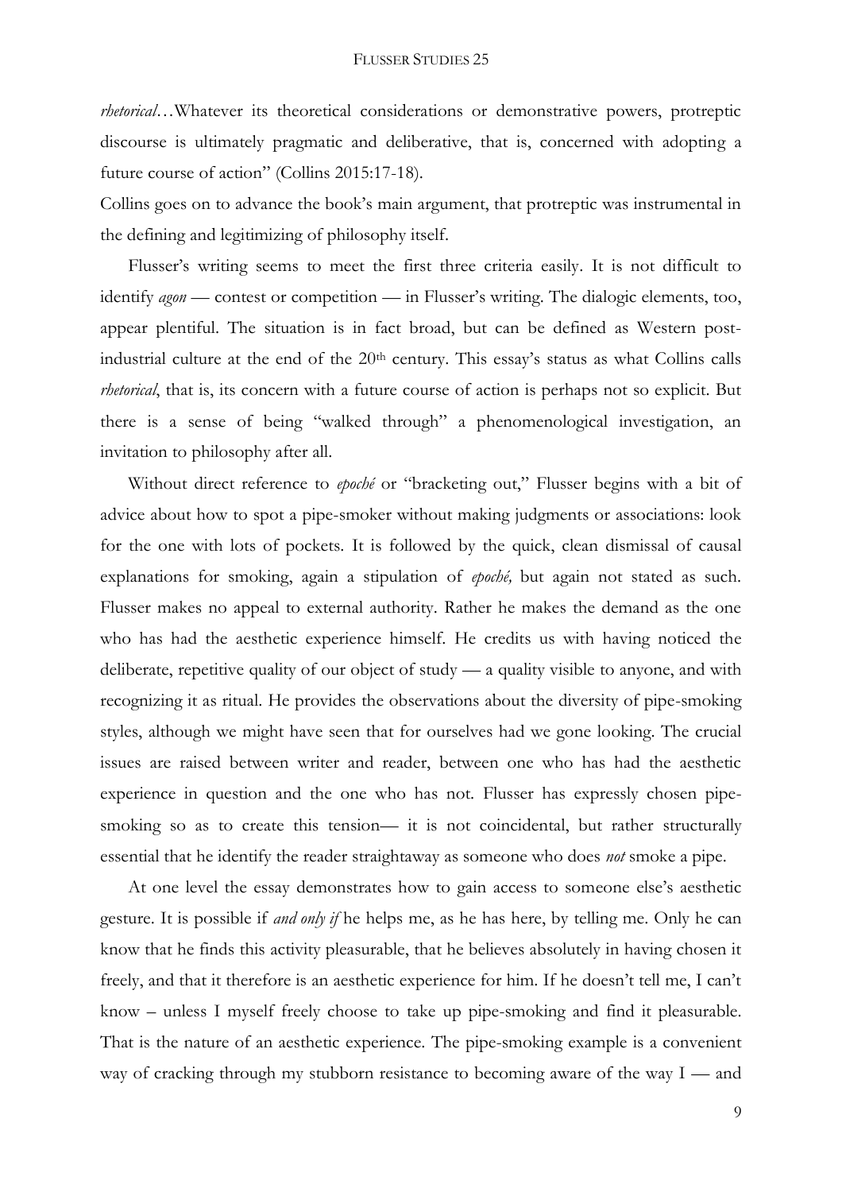*rhetorical*…Whatever its theoretical considerations or demonstrative powers, protreptic discourse is ultimately pragmatic and deliberative, that is, concerned with adopting a future course of action" (Collins 2015:17-18).

Collins goes on to advance the book's main argument, that protreptic was instrumental in the defining and legitimizing of philosophy itself.

Flusser's writing seems to meet the first three criteria easily. It is not difficult to identify *agon* — contest or competition — in Flusser's writing. The dialogic elements, too, appear plentiful. The situation is in fact broad, but can be defined as Western post-industrial culture at the end of the 20th century. This essay's status as what Collins calls *rhetorical*, that is, its concern with a future course of action is perhaps not so explicit. But there is a sense of being "walked through" a phenomenological investigation, an invitation to philosophy after all.

Without direct reference to *epoché* or "bracketing out," Flusser begins with a bit of advice about how to spot a pipe-smoker without making judgments or associations: look for the one with lots of pockets. It is followed by the quick, clean dismissal of causal explanations for smoking, again a stipulation of *epoché,* but again not stated as such. Flusser makes no appeal to external authority. Rather he makes the demand as the one who has had the aesthetic experience himself. He credits us with having noticed the deliberate, repetitive quality of our object of study — a quality visible to anyone, and with recognizing it as ritual. He provides the observations about the diversity of pipe-smoking styles, although we might have seen that for ourselves had we gone looking. The crucial issues are raised between writer and reader, between one who has had the aesthetic experience in question and the one who has not. Flusser has expressly chosen pipe-smoking so as to create this tension— it is not coincidental, but rather structurally essential that he identify the reader straightaway as someone who does *not* smoke a pipe.

At one level the essay demonstrates how to gain access to someone else's aesthetic gesture. It is possible if *and only if* he helps me, as he has here, by telling me. Only he can know that he finds this activity pleasurable, that he believes absolutely in having chosen it freely, and that it therefore is an aesthetic experience for him. If he doesn't tell me, I can't know – unless I myself freely choose to take up pipe-smoking and find it pleasurable. That is the nature of an aesthetic experience. The pipe-smoking example is a convenient way of cracking through my stubborn resistance to becoming aware of the way I — and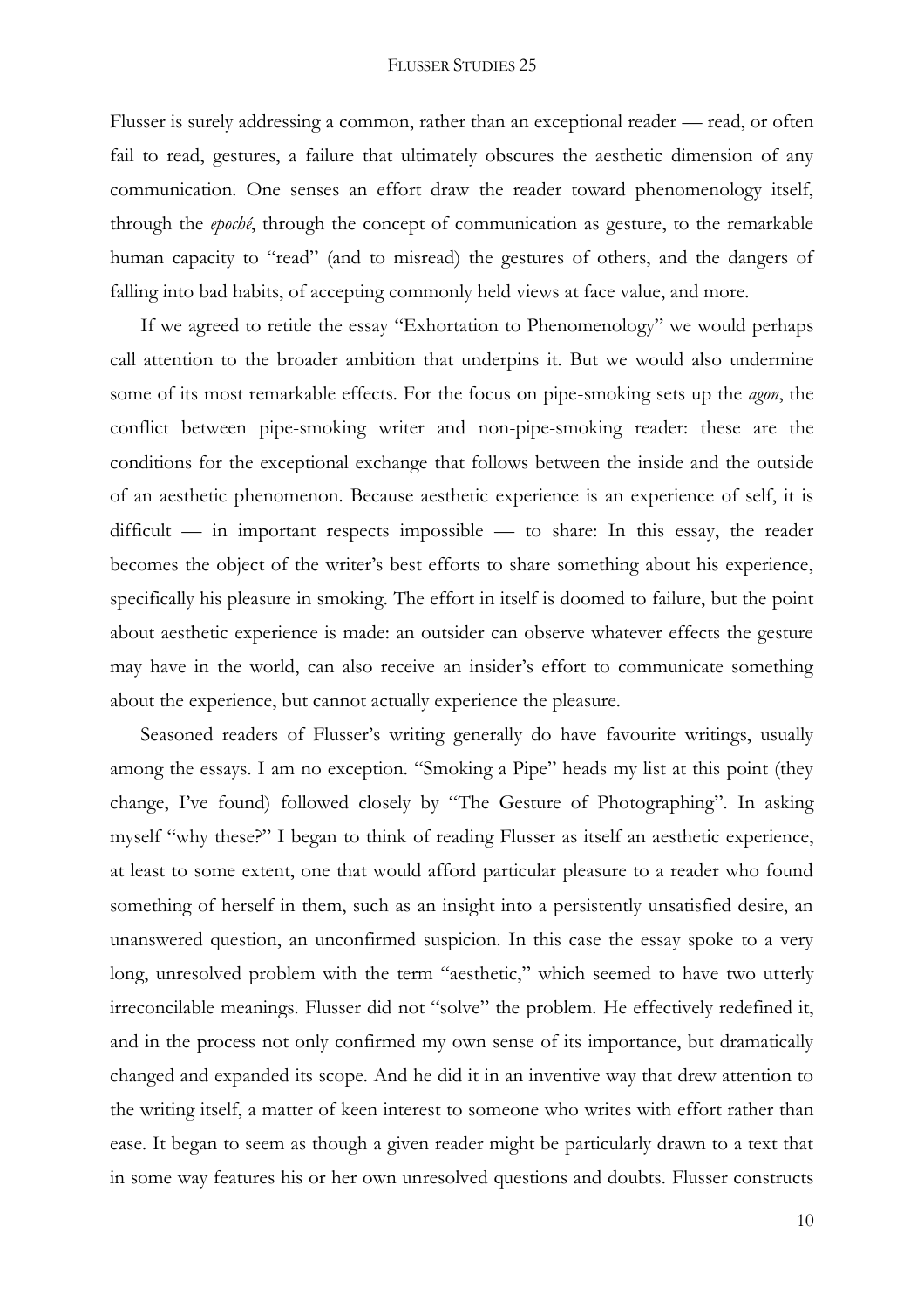Flusser is surely addressing a common, rather than an exceptional reader — read, or often fail to read, gestures, a failure that ultimately obscures the aesthetic dimension of any communication. One senses an effort draw the reader toward phenomenology itself, through the *epoché*, through the concept of communication as gesture, to the remarkable human capacity to "read" (and to misread) the gestures of others, and the dangers of falling into bad habits, of accepting commonly held views at face value, and more.

If we agreed to retitle the essay "Exhortation to Phenomenology" we would perhaps call attention to the broader ambition that underpins it. But we would also undermine some of its most remarkable effects. For the focus on pipe-smoking sets up the *agon*, the conflict between pipe-smoking writer and non-pipe-smoking reader: these are the conditions for the exceptional exchange that follows between the inside and the outside of an aesthetic phenomenon. Because aesthetic experience is an experience of self, it is difficult — in important respects impossible — to share: In this essay, the reader becomes the object of the writer's best efforts to share something about his experience, specifically his pleasure in smoking. The effort in itself is doomed to failure, but the point about aesthetic experience is made: an outsider can observe whatever effects the gesture may have in the world, can also receive an insider's effort to communicate something about the experience, but cannot actually experience the pleasure.

Seasoned readers of Flusser's writing generally do have favourite writings, usually among the essays. I am no exception. "Smoking a Pipe" heads my list at this point (they change, I've found) followed closely by "The Gesture of Photographing". In asking myself "why these?" I began to think of reading Flusser as itself an aesthetic experience, at least to some extent, one that would afford particular pleasure to a reader who found something of herself in them, such as an insight into a persistently unsatisfied desire, an unanswered question, an unconfirmed suspicion. In this case the essay spoke to a very long, unresolved problem with the term "aesthetic," which seemed to have two utterly irreconcilable meanings. Flusser did not "solve" the problem. He effectively redefined it, and in the process not only confirmed my own sense of its importance, but dramatically changed and expanded its scope. And he did it in an inventive way that drew attention to the writing itself, a matter of keen interest to someone who writes with effort rather than ease. It began to seem as though a given reader might be particularly drawn to a text that in some way features his or her own unresolved questions and doubts. Flusser constructs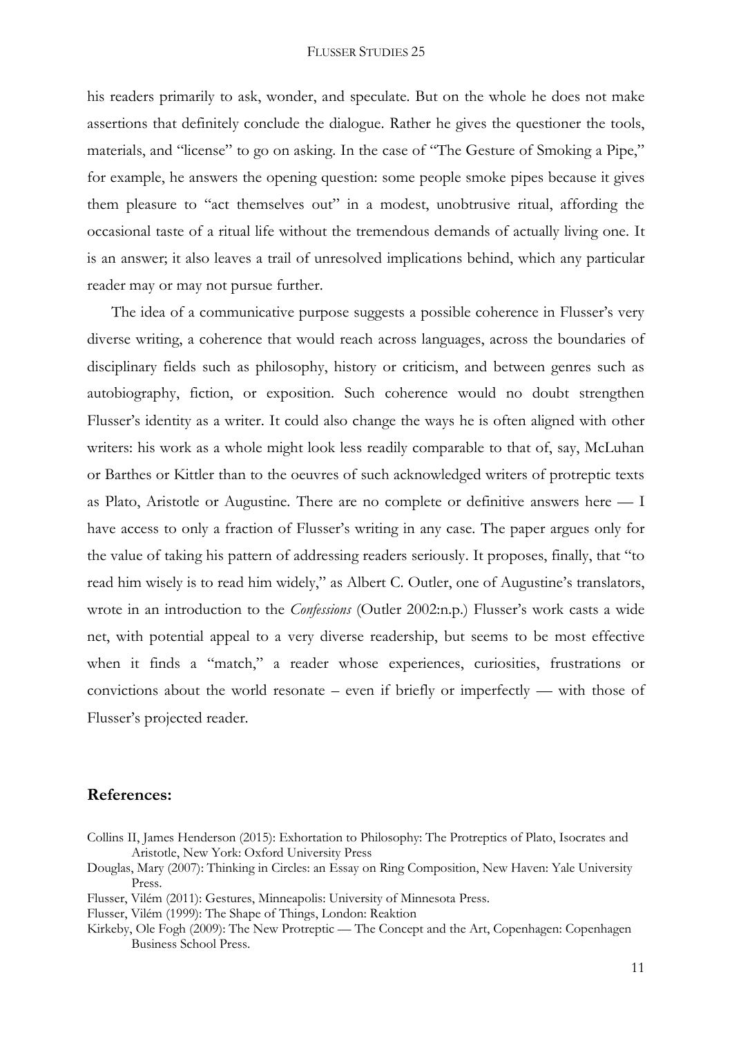his readers primarily to ask, wonder, and speculate. But on the whole he does not make assertions that definitely conclude the dialogue. Rather he gives the questioner the tools, materials, and "license" to go on asking. In the case of "The Gesture of Smoking a Pipe," for example, he answers the opening question: some people smoke pipes because it gives them pleasure to "act themselves out" in a modest, unobtrusive ritual, affording the occasional taste of a ritual life without the tremendous demands of actually living one. It is an answer; it also leaves a trail of unresolved implications behind, which any particular reader may or may not pursue further.

The idea of a communicative purpose suggests a possible coherence in Flusser's very diverse writing, a coherence that would reach across languages, across the boundaries of disciplinary fields such as philosophy, history or criticism, and between genres such as autobiography, fiction, or exposition. Such coherence would no doubt strengthen Flusser's identity as a writer. It could also change the ways he is often aligned with other writers: his work as a whole might look less readily comparable to that of, say, McLuhan or Barthes or Kittler than to the oeuvres of such acknowledged writers of protreptic texts as Plato, Aristotle or Augustine. There are no complete or definitive answers here — I have access to only a fraction of Flusser's writing in any case. The paper argues only for the value of taking his pattern of addressing readers seriously. It proposes, finally, that "to read him wisely is to read him widely," as Albert C. Outler, one of Augustine's translators, wrote in an introduction to the *Confessions* (Outler 2002:n.p.) Flusser's work casts a wide net, with potential appeal to a very diverse readership, but seems to be most effective when it finds a "match," a reader whose experiences, curiosities, frustrations or convictions about the world resonate – even if briefly or imperfectly — with those of Flusser's projected reader.

## References:

Collins II, James Henderson (2015): Exhortation to Philosophy: The Protreptics of Plato, Isocrates and Aristotle, New York: Oxford University Press

Douglas, Mary (2007): Thinking in Circles: an Essay on Ring Composition, New Haven: Yale University Press.

Flusser, Vilém (2011): Gestures, Minneapolis: University of Minnesota Press.

Flusser, Vilém (1999): The Shape of Things, London: Reaktion

Kirkeby, Ole Fogh (2009): The New Protreptic — The Concept and the Art, Copenhagen: Copenhagen Business School Press.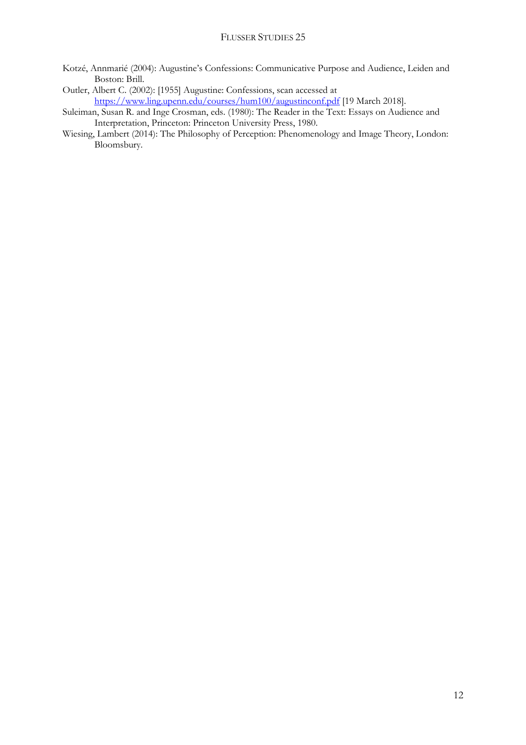Kotzé, Annmarié (2004): Augustine's Confessions: Communicative Purpose and Audience, Leiden and Boston: Brill.

Outler, Albert C. (2002): [1955] Augustine: Confessions, scan accessed at https://www.ling.upenn.edu/courses/hum100/augustinconf.pdf [19 March 2018].

Suleiman, Susan R. and Inge Crosman, eds. (1980): The Reader in the Text: Essays on Audience and Interpretation, Princeton: Princeton University Press, 1980.

Wiesing, Lambert (2014): The Philosophy of Perception: Phenomenology and Image Theory, London: Bloomsbury.